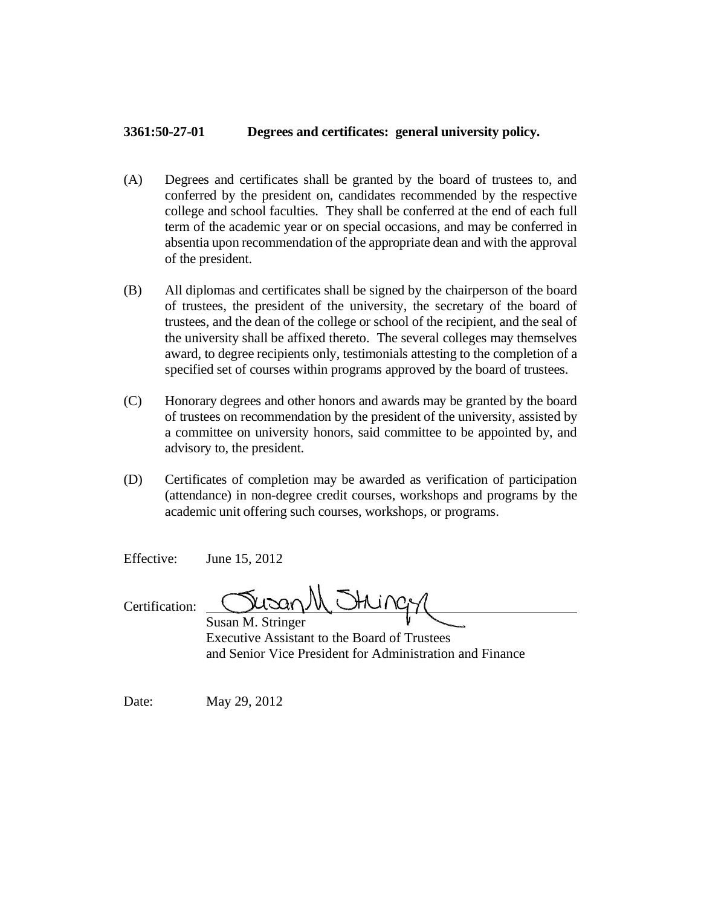**3361:50-27-01 Degrees and certificates: general university policy.**

(A) Degrees and certificates shall be granted by the board of trustees to, and conferred by the president on, candidates recommended by the respective college and school faculties. They shall be conferred at the end of each full term of the academic year or on special occasions, and may be conferred in absentia upon recommendation of the appropriate dean and with the approval of the president.

(B) All diplomas and certificates shall be signed by the chairperson of the board of trustees, the president of the university, the secretary of the board of trustees, and the dean of the college or school of the recipient, and the seal of the university shall be affixed thereto. The several colleges may themselves award, to degree recipients only, testimonials attesting to the completion of a specified set of courses within programs approved by the board of trustees.

(C) Honorary degrees and other honors and awards may be granted by the board of trustees on recommendation by the president of the university, assisted by a committee on university honors, said committee to be appointed by, and advisory to, the president.

(D) Certificates of completion may be awarded as verification of participation (attendance) in non-degree credit courses, workshops and programs by the academic unit offering such courses, workshops, or programs.

Effective: June 15, 2012

Certification: Susan M. Stringer
Susan M. Stringer
Executive Assistant to the Board of Trustees
and Senior Vice President for Administration and Finance

Date: May 29, 2012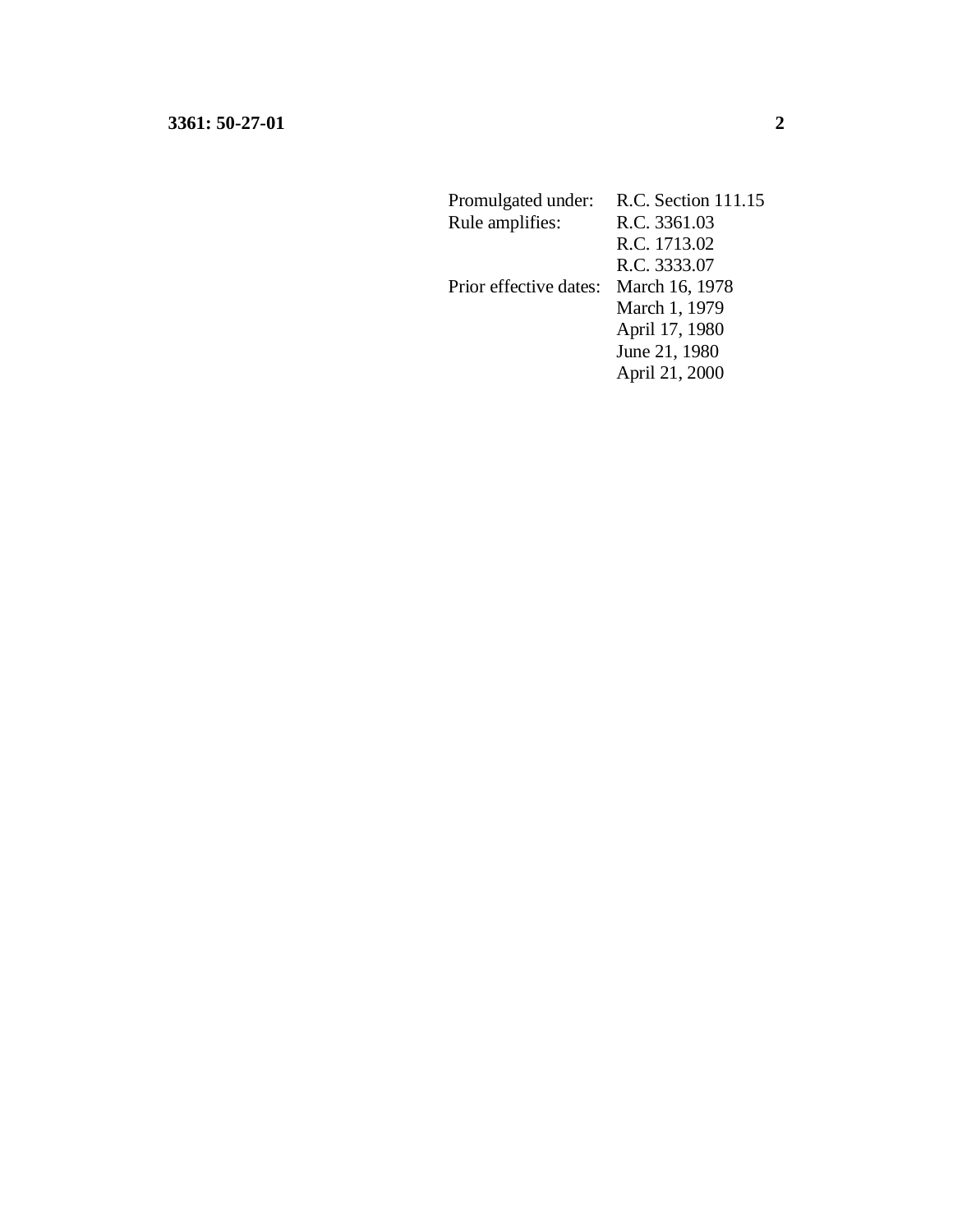| | |
|---|---|
| Promulgated under: | R.C. Section 111.15 |
| Rule amplifies: | R.C. 3361.03 |
| | R.C. 1713.02 |
| | R.C. 3333.07 |
| Prior effective dates: | March 16, 1978 |
| | March 1, 1979 |
| | April 17, 1980 |
| | June 21, 1980 |
| | April 21, 2000 |